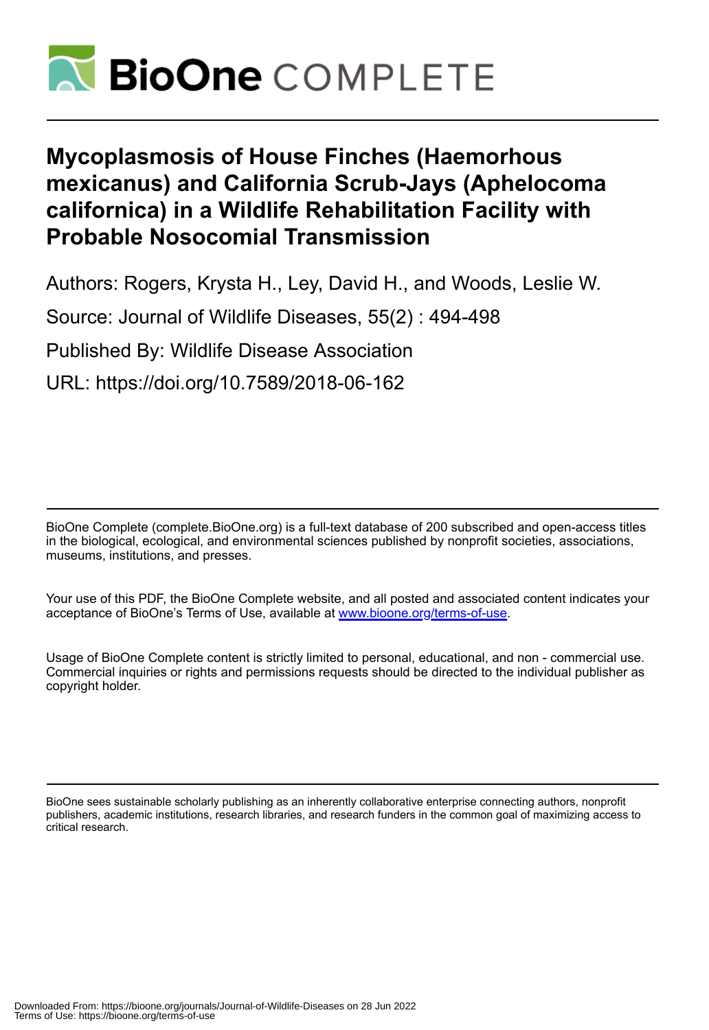# Mycoplasmosis of House Finches (Haemorhous mexicanus) and California Scrub-Jays (Aphelocoma californica) in a Wildlife Rehabilitation Facility with Probable Nosocomial Transmission

Authors: Rogers, Krysta H., Ley, David H., and Woods, Leslie W.

Source: Journal of Wildlife Diseases, 55(2) : 494-498

Published By: Wildlife Disease Association

URL: https://doi.org/10.7589/2018-06-162

---

BioOne Complete (complete.BioOne.org) is a full-text database of 200 subscribed and open-access titles in the biological, ecological, and environmental sciences published by nonprofit societies, associations, museums, institutions, and presses.

Your use of this PDF, the BioOne Complete website, and all posted and associated content indicates your acceptance of BioOne's Terms of Use, available at www.bioone.org/terms-of-use.

Usage of BioOne Complete content is strictly limited to personal, educational, and non - commercial use. Commercial inquiries or rights and permissions requests should be directed to the individual publisher as copyright holder.

---

BioOne sees sustainable scholarly publishing as an inherently collaborative enterprise connecting authors, nonprofit publishers, academic institutions, research libraries, and research funders in the common goal of maximizing access to critical research.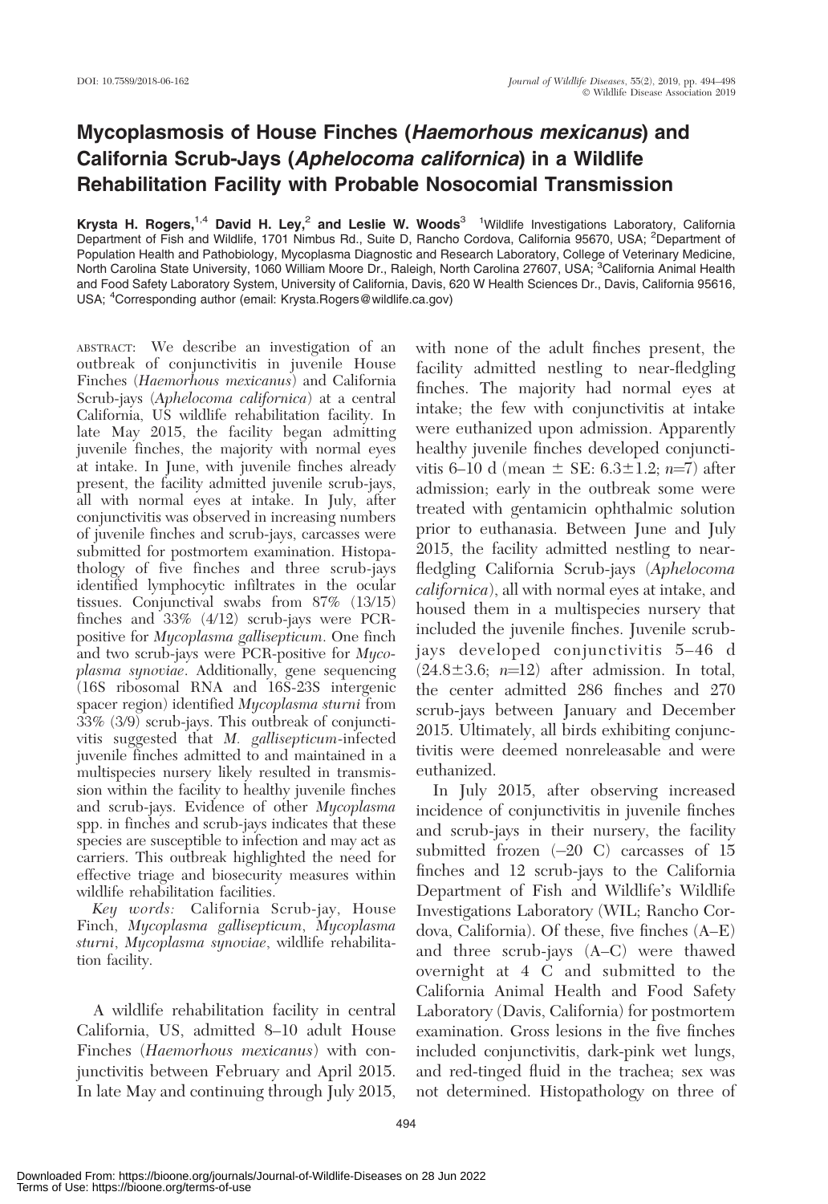DOI: 10.7589/2018-06-162

# Mycoplasmosis of House Finches (*Haemorhous mexicanus*) and California Scrub-Jays (*Aphelocoma californica*) in a Wildlife Rehabilitation Facility with Probable Nosocomial Transmission

**Krysta H. Rogers,**[1,4] **David H. Ley,**[2] **and Leslie W. Woods**[3] [1]Wildlife Investigations Laboratory, California Department of Fish and Wildlife, 1701 Nimbus Rd., Suite D, Rancho Cordova, California 95670, USA; [2]Department of Population Health and Pathobiology, Mycoplasma Diagnostic and Research Laboratory, College of Veterinary Medicine, North Carolina State University, 1060 William Moore Dr., Raleigh, North Carolina 27607, USA; [3]California Animal Health and Food Safety Laboratory System, University of California, Davis, 620 W Health Sciences Dr., Davis, California 95616, USA; [4]Corresponding author (email: Krysta.Rogers@wildlife.ca.gov)

ABSTRACT: We describe an investigation of an outbreak of conjunctivitis in juvenile House Finches (*Haemorhous mexicanus*) and California Scrub-jays (*Aphelocoma californica*) at a central California, US wildlife rehabilitation facility. In late May 2015, the facility began admitting juvenile finches, the majority with normal eyes at intake. In June, with juvenile finches already present, the facility admitted juvenile scrub-jays, all with normal eyes at intake. In July, after conjunctivitis was observed in increasing numbers of juvenile finches and scrub-jays, carcasses were submitted for postmortem examination. Histopathology of five finches and three scrub-jays identified lymphocytic infiltrates in the ocular tissues. Conjunctival swabs from 87% (13/15) finches and 33% (4/12) scrub-jays were PCR-positive for *Mycoplasma gallisepticum*. One finch and two scrub-jays were PCR-positive for *Mycoplasma synoviae*. Additionally, gene sequencing (16S ribosomal RNA and 16S-23S intergenic spacer region) identified *Mycoplasma sturni* from 33% (3/9) scrub-jays. This outbreak of conjunctivitis suggested that *M. gallisepticum*-infected juvenile finches admitted to and maintained in a multispecies nursery likely resulted in transmission within the facility to healthy juvenile finches and scrub-jays. Evidence of other *Mycoplasma* spp. in finches and scrub-jays indicates that these species are susceptible to infection and may act as carriers. This outbreak highlighted the need for effective triage and biosecurity measures within wildlife rehabilitation facilities.

*Key words:* California Scrub-jay, House Finch, *Mycoplasma gallisepticum*, *Mycoplasma sturni*, *Mycoplasma synoviae*, wildlife rehabilitation facility.

A wildlife rehabilitation facility in central California, US, admitted 8–10 adult House Finches (*Haemorhous mexicanus*) with conjunctivitis between February and April 2015. In late May and continuing through July 2015, with none of the adult finches present, the facility admitted nestling to near-fledgling finches. The majority had normal eyes at intake; the few with conjunctivitis at intake were euthanized upon admission. Apparently healthy juvenile finches developed conjunctivitis 6–10 d (mean ± SE: 6.3±1.2; *n*=7) after admission; early in the outbreak some were treated with gentamicin ophthalmic solution prior to euthanasia. Between June and July 2015, the facility admitted nestling to near-fledgling California Scrub-jays (*Aphelocoma californica*), all with normal eyes at intake, and housed them in a multispecies nursery that included the juvenile finches. Juvenile scrub-jays developed conjunctivitis 5–46 d (24.8±3.6; *n*=12) after admission. In total, the center admitted 286 finches and 270 scrub-jays between January and December 2015. Ultimately, all birds exhibiting conjunctivitis were deemed nonreleasable and were euthanized.

In July 2015, after observing increased incidence of conjunctivitis in juvenile finches and scrub-jays in their nursery, the facility submitted frozen (–20 C) carcasses of 15 finches and 12 scrub-jays to the California Department of Fish and Wildlife's Wildlife Investigations Laboratory (WIL; Rancho Cordova, California). Of these, five finches (A–E) and three scrub-jays (A–C) were thawed overnight at 4 C and submitted to the California Animal Health and Food Safety Laboratory (Davis, California) for postmortem examination. Gross lesions in the five finches included conjunctivitis, dark-pink wet lungs, and red-tinged fluid in the trachea; sex was not determined. Histopathology on three of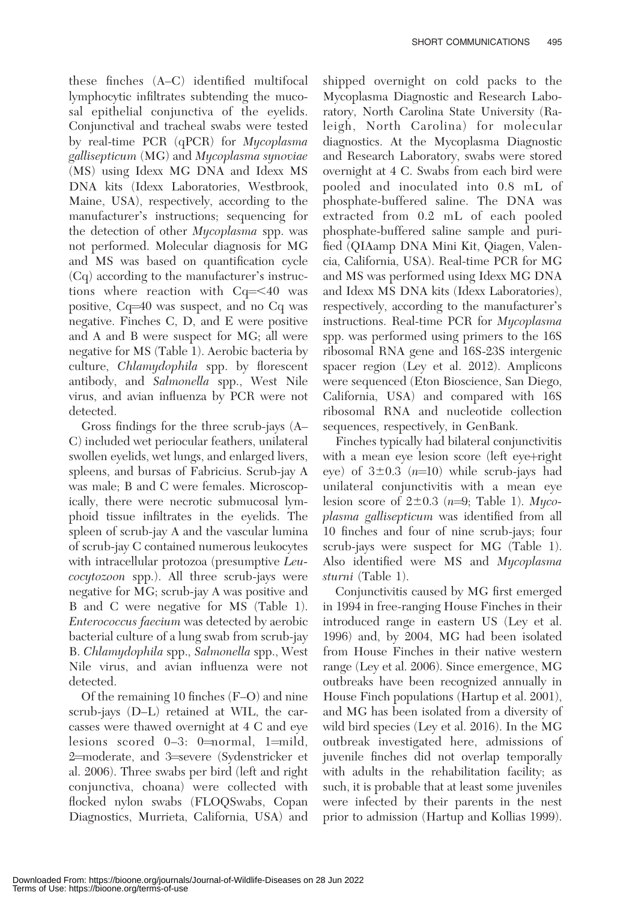these finches (A–C) identified multifocal lymphocytic infiltrates subtending the mucosal epithelial conjunctiva of the eyelids. Conjunctival and tracheal swabs were tested by real-time PCR (qPCR) for *Mycoplasma gallisepticum* (MG) and *Mycoplasma synoviae* (MS) using Idexx MG DNA and Idexx MS DNA kits (Idexx Laboratories, Westbrook, Maine, USA), respectively, according to the manufacturer's instructions; sequencing for the detection of other *Mycoplasma* spp. was not performed. Molecular diagnosis for MG and MS was based on quantification cycle (Cq) according to the manufacturer's instructions where reaction with Cq=<40 was positive, Cq=40 was suspect, and no Cq was negative. Finches C, D, and E were positive and A and B were suspect for MG; all were negative for MS (Table 1). Aerobic bacteria by culture, *Chlamydophila* spp. by florescent antibody, and *Salmonella* spp., West Nile virus, and avian influenza by PCR were not detected.

Gross findings for the three scrub-jays (A–C) included wet periocular feathers, unilateral swollen eyelids, wet lungs, and enlarged livers, spleens, and bursas of Fabricius. Scrub-jay A was male; B and C were females. Microscopically, there were necrotic submucosal lymphoid tissue infiltrates in the eyelids. The spleen of scrub-jay A and the vascular lumina of scrub-jay C contained numerous leukocytes with intracellular protozoa (presumptive *Leucocytozoon* spp.). All three scrub-jays were negative for MG; scrub-jay A was positive and B and C were negative for MS (Table 1). *Enterococcus faecium* was detected by aerobic bacterial culture of a lung swab from scrub-jay B. *Chlamydophila* spp., *Salmonella* spp., West Nile virus, and avian influenza were not detected.

Of the remaining 10 finches (F–O) and nine scrub-jays (D–L) retained at WIL, the carcasses were thawed overnight at 4 C and eye lesions scored 0–3: 0=normal, 1=mild, 2=moderate, and 3=severe (Sydenstricker et al. 2006). Three swabs per bird (left and right conjunctiva, choana) were collected with flocked nylon swabs (FLOQSwabs, Copan Diagnostics, Murrieta, California, USA) and shipped overnight on cold packs to the Mycoplasma Diagnostic and Research Laboratory, North Carolina State University (Raleigh, North Carolina) for molecular diagnostics. At the Mycoplasma Diagnostic and Research Laboratory, swabs were stored overnight at 4 C. Swabs from each bird were pooled and inoculated into 0.8 mL of phosphate-buffered saline. The DNA was extracted from 0.2 mL of each pooled phosphate-buffered saline sample and purified (QIAamp DNA Mini Kit, Qiagen, Valencia, California, USA). Real-time PCR for MG and MS was performed using Idexx MG DNA and Idexx MS DNA kits (Idexx Laboratories), respectively, according to the manufacturer's instructions. Real-time PCR for *Mycoplasma* spp. was performed using primers to the 16S ribosomal RNA gene and 16S-23S intergenic spacer region (Ley et al. 2012). Amplicons were sequenced (Eton Bioscience, San Diego, California, USA) and compared with 16S ribosomal RNA and nucleotide collection sequences, respectively, in GenBank.

Finches typically had bilateral conjunctivitis with a mean eye lesion score (left eye+right eye) of $3\pm0.3$ ($n$=10) while scrub-jays had unilateral conjunctivitis with a mean eye lesion score of $2\pm0.3$ ($n$=9; Table 1). *Mycoplasma gallisepticum* was identified from all 10 finches and four of nine scrub-jays; four scrub-jays were suspect for MG (Table 1). Also identified were MS and *Mycoplasma sturni* (Table 1).

Conjunctivitis caused by MG first emerged in 1994 in free-ranging House Finches in their introduced range in eastern US (Ley et al. 1996) and, by 2004, MG had been isolated from House Finches in their native western range (Ley et al. 2006). Since emergence, MG outbreaks have been recognized annually in House Finch populations (Hartup et al. 2001), and MG has been isolated from a diversity of wild bird species (Ley et al. 2016). In the MG outbreak investigated here, admissions of juvenile finches did not overlap temporally with adults in the rehabilitation facility; as such, it is probable that at least some juveniles were infected by their parents in the nest prior to admission (Hartup and Kollias 1999).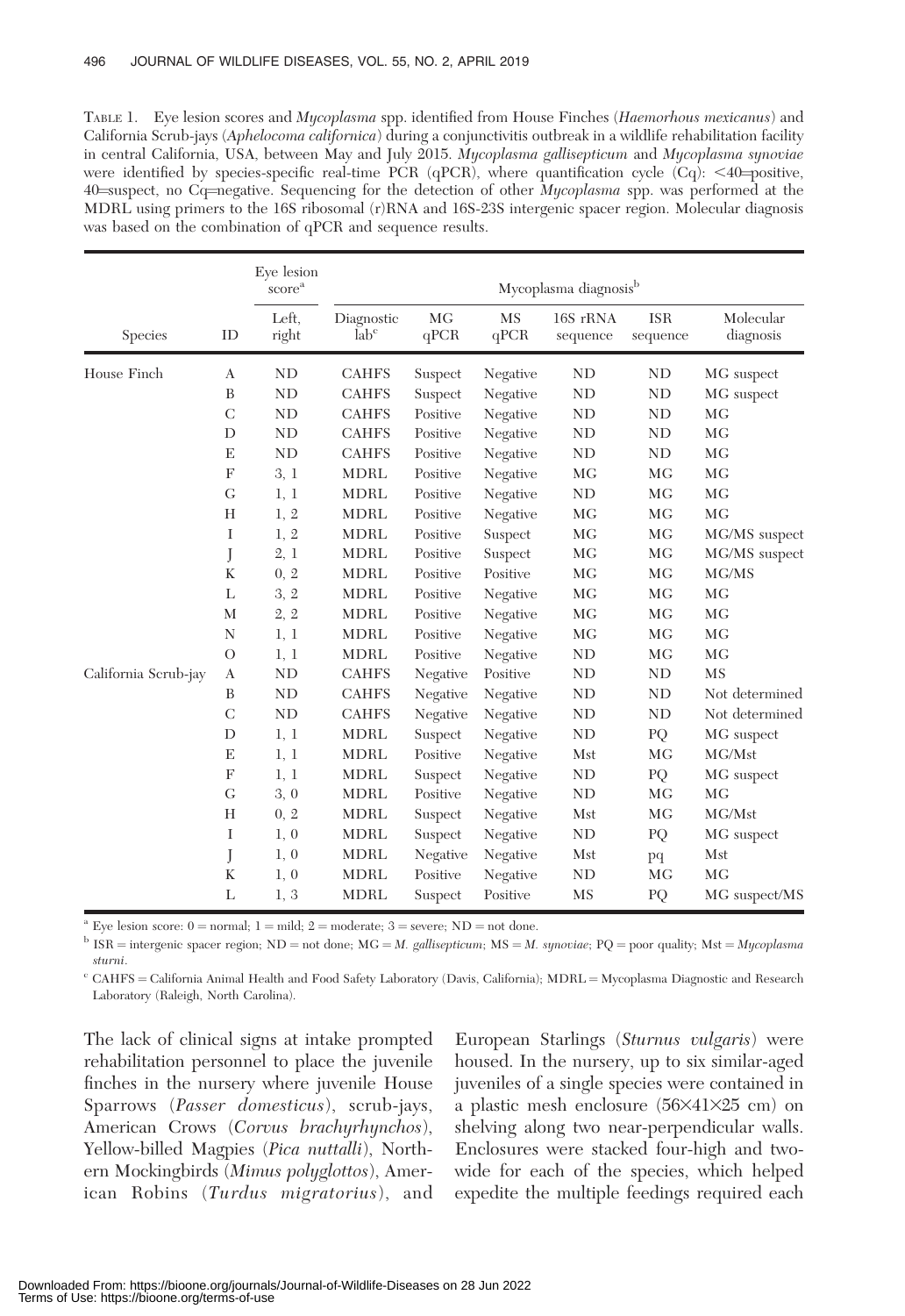TABLE 1. Eye lesion scores and *Mycoplasma* spp. identified from House Finches (*Haemorhous mexicanus*) and California Scrub-jays (*Aphelocoma californica*) during a conjunctivitis outbreak in a wildlife rehabilitation facility in central California, USA, between May and July 2015. *Mycoplasma gallisepticum* and *Mycoplasma synoviae* were identified by species-specific real-time PCR (qPCR), where quantification cycle (Cq): <40=positive, 40=suspect, no Cq=negative. Sequencing for the detection of other *Mycoplasma* spp. was performed at the MDRL using primers to the 16S ribosomal (r)RNA and 16S-23S intergenic spacer region. Molecular diagnosis was based on the combination of qPCR and sequence results.

| | | Eye lesion score[a] | Mycoplasma diagnosis[b] | | | | | |
|---|---|---|---|---|---|---|---|---|
| Species | ID | Left, right | Diagnostic lab[c] | MG qPCR | MS qPCR | 16S rRNA sequence | ISR sequence | Molecular diagnosis |
| House Finch | A | ND | CAHFS | Suspect | Negative | ND | ND | MG suspect |
| | B | ND | CAHFS | Suspect | Negative | ND | ND | MG suspect |
| | C | ND | CAHFS | Positive | Negative | ND | ND | MG |
| | D | ND | CAHFS | Positive | Negative | ND | ND | MG |
| | E | ND | CAHFS | Positive | Negative | ND | ND | MG |
| | F | 3, 1 | MDRL | Positive | Negative | MG | MG | MG |
| | G | 1, 1 | MDRL | Positive | Negative | ND | MG | MG |
| | H | 1, 2 | MDRL | Positive | Negative | MG | MG | MG |
| | I | 1, 2 | MDRL | Positive | Suspect | MG | MG | MG/MS suspect |
| | J | 2, 1 | MDRL | Positive | Suspect | MG | MG | MG/MS suspect |
| | K | 0, 2 | MDRL | Positive | Positive | MG | MG | MG/MS |
| | L | 3, 2 | MDRL | Positive | Negative | MG | MG | MG |
| | M | 2, 2 | MDRL | Positive | Negative | MG | MG | MG |
| | N | 1, 1 | MDRL | Positive | Negative | MG | MG | MG |
| | O | 1, 1 | MDRL | Positive | Negative | ND | MG | MG |
| California Scrub-jay | A | ND | CAHFS | Negative | Positive | ND | ND | MS |
| | B | ND | CAHFS | Negative | Negative | ND | ND | Not determined |
| | C | ND | CAHFS | Negative | Negative | ND | ND | Not determined |
| | D | 1, 1 | MDRL | Suspect | Negative | ND | PQ | MG suspect |
| | E | 1, 1 | MDRL | Positive | Negative | Mst | MG | MG/Mst |
| | F | 1, 1 | MDRL | Suspect | Negative | ND | PQ | MG suspect |
| | G | 3, 0 | MDRL | Positive | Negative | ND | MG | MG |
| | H | 0, 2 | MDRL | Suspect | Negative | Mst | MG | MG/Mst |
| | I | 1, 0 | MDRL | Suspect | Negative | ND | PQ | MG suspect |
| | J | 1, 0 | MDRL | Negative | Negative | Mst | pq | Mst |
| | K | 1, 0 | MDRL | Positive | Negative | ND | MG | MG |
| | L | 1, 3 | MDRL | Suspect | Positive | MS | PQ | MG suspect/MS |

[a] Eye lesion score: 0 = normal; 1 = mild; 2 = moderate; 3 = severe; ND = not done.

[b] ISR = intergenic spacer region; ND = not done; MG = *M. gallisepticum*; MS = *M. synoviae*; PQ = poor quality; Mst = *Mycoplasma sturni*.

[c] CAHFS = California Animal Health and Food Safety Laboratory (Davis, California); MDRL = Mycoplasma Diagnostic and Research Laboratory (Raleigh, North Carolina).

The lack of clinical signs at intake prompted rehabilitation personnel to place the juvenile finches in the nursery where juvenile House Sparrows (*Passer domesticus*), scrub-jays, American Crows (*Corvus brachyrhynchos*), Yellow-billed Magpies (*Pica nuttalli*), Northern Mockingbirds (*Mimus polyglottos*), American Robins (*Turdus migratorius*), and European Starlings (*Sturnus vulgaris*) were housed. In the nursery, up to six similar-aged juveniles of a single species were contained in a plastic mesh enclosure (56×41×25 cm) on shelving along two near-perpendicular walls. Enclosures were stacked four-high and two-wide for each of the species, which helped expedite the multiple feedings required each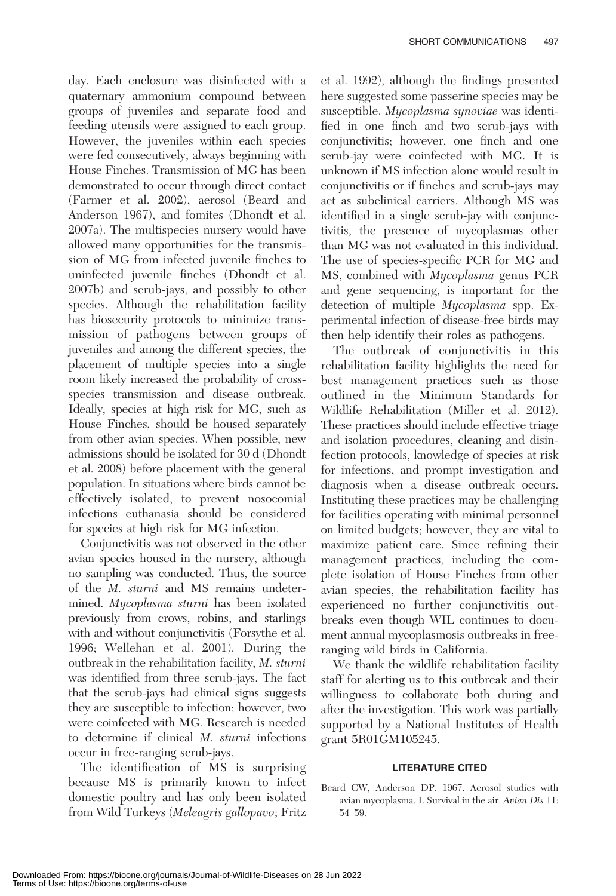day. Each enclosure was disinfected with a quaternary ammonium compound between groups of juveniles and separate food and feeding utensils were assigned to each group. However, the juveniles within each species were fed consecutively, always beginning with House Finches. Transmission of MG has been demonstrated to occur through direct contact (Farmer et al. 2002), aerosol (Beard and Anderson 1967), and fomites (Dhondt et al. 2007a). The multispecies nursery would have allowed many opportunities for the transmission of MG from infected juvenile finches to uninfected juvenile finches (Dhondt et al. 2007b) and scrub-jays, and possibly to other species. Although the rehabilitation facility has biosecurity protocols to minimize transmission of pathogens between groups of juveniles and among the different species, the placement of multiple species into a single room likely increased the probability of cross-species transmission and disease outbreak. Ideally, species at high risk for MG, such as House Finches, should be housed separately from other avian species. When possible, new admissions should be isolated for 30 d (Dhondt et al. 2008) before placement with the general population. In situations where birds cannot be effectively isolated, to prevent nosocomial infections euthanasia should be considered for species at high risk for MG infection.

Conjunctivitis was not observed in the other avian species housed in the nursery, although no sampling was conducted. Thus, the source of the *M. sturni* and MS remains undetermined. *Mycoplasma sturni* has been isolated previously from crows, robins, and starlings with and without conjunctivitis (Forsythe et al. 1996; Wellehan et al. 2001). During the outbreak in the rehabilitation facility, *M. sturni* was identified from three scrub-jays. The fact that the scrub-jays had clinical signs suggests they are susceptible to infection; however, two were coinfected with MG. Research is needed to determine if clinical *M. sturni* infections occur in free-ranging scrub-jays.

The identification of MS is surprising because MS is primarily known to infect domestic poultry and has only been isolated from Wild Turkeys (*Meleagris gallopavo*; Fritz et al. 1992), although the findings presented here suggested some passerine species may be susceptible. *Mycoplasma synoviae* was identified in one finch and two scrub-jays with conjunctivitis; however, one finch and one scrub-jay were coinfected with MG. It is unknown if MS infection alone would result in conjunctivitis or if finches and scrub-jays may act as subclinical carriers. Although MS was identified in a single scrub-jay with conjunctivitis, the presence of mycoplasmas other than MG was not evaluated in this individual. The use of species-specific PCR for MG and MS, combined with *Mycoplasma* genus PCR and gene sequencing, is important for the detection of multiple *Mycoplasma* spp. Experimental infection of disease-free birds may then help identify their roles as pathogens.

The outbreak of conjunctivitis in this rehabilitation facility highlights the need for best management practices such as those outlined in the Minimum Standards for Wildlife Rehabilitation (Miller et al. 2012). These practices should include effective triage and isolation procedures, cleaning and disinfection protocols, knowledge of species at risk for infections, and prompt investigation and diagnosis when a disease outbreak occurs. Instituting these practices may be challenging for facilities operating with minimal personnel on limited budgets; however, they are vital to maximize patient care. Since refining their management practices, including the complete isolation of House Finches from other avian species, the rehabilitation facility has experienced no further conjunctivitis outbreaks even though WIL continues to document annual mycoplasmosis outbreaks in free-ranging wild birds in California.

We thank the wildlife rehabilitation facility staff for alerting us to this outbreak and their willingness to collaborate both during and after the investigation. This work was partially supported by a National Institutes of Health grant 5R01GM105245.

## LITERATURE CITED

Beard CW, Anderson DP. 1967. Aerosol studies with avian mycoplasma. I. Survival in the air. *Avian Dis* 11: 54–59.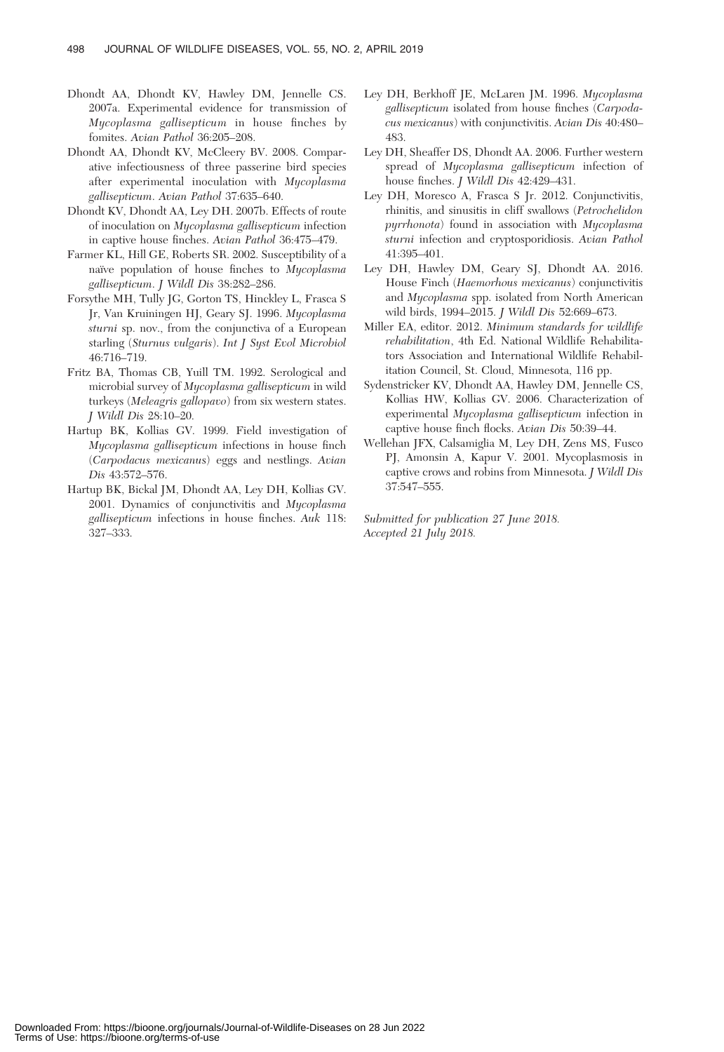Dhondt AA, Dhondt KV, Hawley DM, Jennelle CS. 2007a. Experimental evidence for transmission of *Mycoplasma gallisepticum* in house finches by fomites. *Avian Pathol* 36:205–208.

Dhondt AA, Dhondt KV, McCleery BV. 2008. Comparative infectiousness of three passerine bird species after experimental inoculation with *Mycoplasma gallisepticum*. *Avian Pathol* 37:635–640.

Dhondt KV, Dhondt AA, Ley DH. 2007b. Effects of route of inoculation on *Mycoplasma gallisepticum* infection in captive house finches. *Avian Pathol* 36:475–479.

Farmer KL, Hill GE, Roberts SR. 2002. Susceptibility of a naïve population of house finches to *Mycoplasma gallisepticum*. *J Wildl Dis* 38:282–286.

Forsythe MH, Tully JG, Gorton TS, Hinckley L, Frasca S Jr, Van Kruiningen HJ, Geary SJ. 1996. *Mycoplasma sturni* sp. nov., from the conjunctiva of a European starling (*Sturnus vulgaris*). *Int J Syst Evol Microbiol* 46:716–719.

Fritz BA, Thomas CB, Yuill TM. 1992. Serological and microbial survey of *Mycoplasma gallisepticum* in wild turkeys (*Meleagris gallopavo*) from six western states. *J Wildl Dis* 28:10–20.

Hartup BK, Kollias GV. 1999. Field investigation of *Mycoplasma gallisepticum* infections in house finch (*Carpodacus mexicanus*) eggs and nestlings. *Avian Dis* 43:572–576.

Hartup BK, Bickal JM, Dhondt AA, Ley DH, Kollias GV. 2001. Dynamics of conjunctivitis and *Mycoplasma gallisepticum* infections in house finches. *Auk* 118: 327–333.

Ley DH, Berkhoff JE, McLaren JM. 1996. *Mycoplasma gallisepticum* isolated from house finches (*Carpodacus mexicanus*) with conjunctivitis. *Avian Dis* 40:480–483.

Ley DH, Sheaffer DS, Dhondt AA. 2006. Further western spread of *Mycoplasma gallisepticum* infection of house finches. *J Wildl Dis* 42:429–431.

Ley DH, Moresco A, Frasca S Jr. 2012. Conjunctivitis, rhinitis, and sinusitis in cliff swallows (*Petrochelidon pyrrhonota*) found in association with *Mycoplasma sturni* infection and cryptosporidiosis. *Avian Pathol* 41:395–401.

Ley DH, Hawley DM, Geary SJ, Dhondt AA. 2016. House Finch (*Haemorhous mexicanus*) conjunctivitis and *Mycoplasma* spp. isolated from North American wild birds, 1994–2015. *J Wildl Dis* 52:669–673.

Miller EA, editor. 2012. *Minimum standards for wildlife rehabilitation*, 4th Ed. National Wildlife Rehabilitators Association and International Wildlife Rehabilitation Council, St. Cloud, Minnesota, 116 pp.

Sydenstricker KV, Dhondt AA, Hawley DM, Jennelle CS, Kollias HW, Kollias GV. 2006. Characterization of experimental *Mycoplasma gallisepticum* infection in captive house finch flocks. *Avian Dis* 50:39–44.

Wellehan JFX, Calsamiglia M, Ley DH, Zens MS, Fusco PJ, Amonsin A, Kapur V. 2001. Mycoplasmosis in captive crows and robins from Minnesota. *J Wildl Dis* 37:547–555.

*Submitted for publication 27 June 2018.*
*Accepted 21 July 2018.*